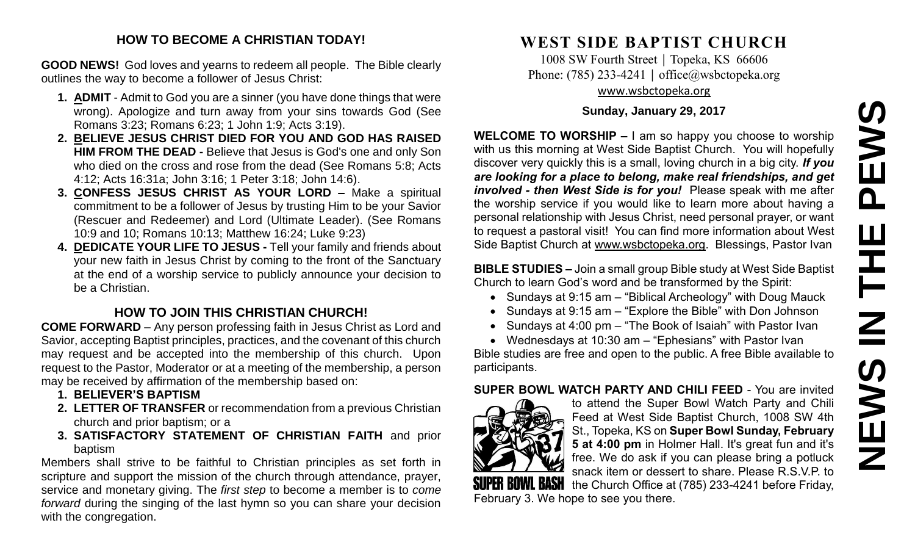## HOW TO BECOME A CHRISTIAN TODAY!

**GOOD NEWS!** God loves and yearns to redeem all people. The Bible clearly outlines the way to become a follower of Jesus Christ:

1. **ADMIT** - Admit to God you are a sinner (you have done things that were wrong). Apologize and turn away from your sins towards God (See Romans 3:23; Romans 6:23; 1 John 1:9; Acts 3:19).
2. **BELIEVE JESUS CHRIST DIED FOR YOU AND GOD HAS RAISED HIM FROM THE DEAD -** Believe that Jesus is God's one and only Son who died on the cross and rose from the dead (See Romans 5:8; Acts 4:12; Acts 16:31a; John 3:16; 1 Peter 3:18; John 14:6).
3. **CONFESS JESUS CHRIST AS YOUR LORD –** Make a spiritual commitment to be a follower of Jesus by trusting Him to be your Savior (Rescuer and Redeemer) and Lord (Ultimate Leader). (See Romans 10:9 and 10; Romans 10:13; Matthew 16:24; Luke 9:23)
4. **DEDICATE YOUR LIFE TO JESUS -** Tell your family and friends about your new faith in Jesus Christ by coming to the front of the Sanctuary at the end of a worship service to publicly announce your decision to be a Christian.

## HOW TO JOIN THIS CHRISTIAN CHURCH!

**COME FORWARD** – Any person professing faith in Jesus Christ as Lord and Savior, accepting Baptist principles, practices, and the covenant of this church may request and be accepted into the membership of this church. Upon request to the Pastor, Moderator or at a meeting of the membership, a person may be received by affirmation of the membership based on:

1. **BELIEVER'S BAPTISM**
2. **LETTER OF TRANSFER** or recommendation from a previous Christian church and prior baptism; or a
3. **SATISFACTORY STATEMENT OF CHRISTIAN FAITH** and prior baptism

Members shall strive to be faithful to Christian principles as set forth in scripture and support the mission of the church through attendance, prayer, service and monetary giving. The *first step* to become a member is to *come forward* during the singing of the last hymn so you can share your decision with the congregation.

# WEST SIDE BAPTIST CHURCH

1008 SW Fourth Street | Topeka, KS 66606
Phone: (785) 233-4241 | office@wsbctopeka.org
www.wsbctopeka.org

**Sunday, January 29, 2017**

**WELCOME TO WORSHIP –** I am so happy you choose to worship with us this morning at West Side Baptist Church. You will hopefully discover very quickly this is a small, loving church in a big city. ***If you are looking for a place to belong, make real friendships, and get involved - then West Side is for you!*** Please speak with me after the worship service if you would like to learn more about having a personal relationship with Jesus Christ, need personal prayer, or want to request a pastoral visit! You can find more information about West Side Baptist Church at www.wsbctopeka.org. Blessings, Pastor Ivan

**BIBLE STUDIES –** Join a small group Bible study at West Side Baptist Church to learn God's word and be transformed by the Spirit:

- Sundays at 9:15 am – "Biblical Archeology" with Doug Mauck
- Sundays at 9:15 am – "Explore the Bible" with Don Johnson
- Sundays at 4:00 pm – "The Book of Isaiah" with Pastor Ivan
- Wednesdays at 10:30 am – "Ephesians" with Pastor Ivan

Bible studies are free and open to the public. A free Bible available to participants.

**SUPER BOWL WATCH PARTY AND CHILI FEED** - You are invited to attend the Super Bowl Watch Party and Chili Feed at West Side Baptist Church, 1008 SW 4th St., Topeka, KS on **Super Bowl Sunday, February 5 at 4:00 pm** in Holmer Hall. It's great fun and it's free. We do ask if you can please bring a potluck snack item or dessert to share. Please R.S.V.P. to the Church Office at (785) 233-4241 before Friday, February 3. We hope to see you there.

# NEWS IN THE PEWS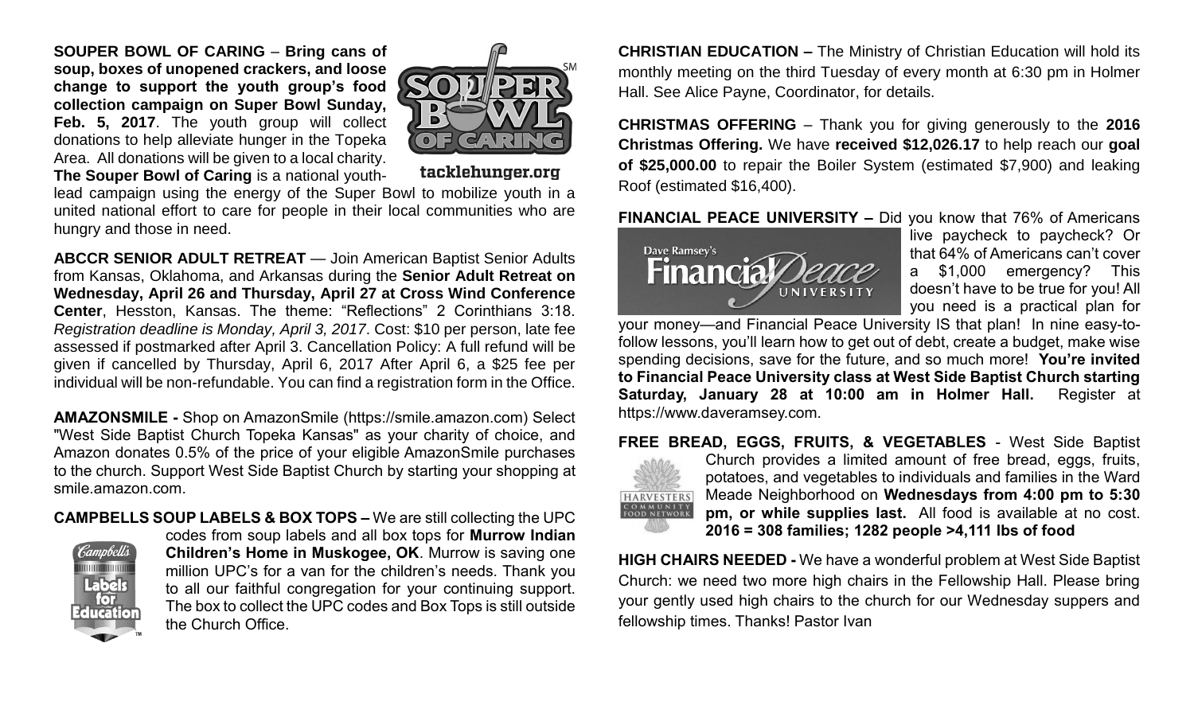**SOUPER BOWL OF CARING** – **Bring cans of soup, boxes of unopened crackers, and loose change to support the youth group's food collection campaign on Super Bowl Sunday, Feb. 5, 2017**. The youth group will collect donations to help alleviate hunger in the Topeka Area. All donations will be given to a local charity. **The Souper Bowl of Caring** is a national youth-lead campaign using the energy of the Super Bowl to mobilize youth in a united national effort to care for people in their local communities who are hungry and those in need.

**ABCCR SENIOR ADULT RETREAT** — Join American Baptist Senior Adults from Kansas, Oklahoma, and Arkansas during the **Senior Adult Retreat on Wednesday, April 26 and Thursday, April 27 at Cross Wind Conference Center**, Hesston, Kansas. The theme: "Reflections" 2 Corinthians 3:18. *Registration deadline is Monday, April 3, 2017*. Cost: $10 per person, late fee assessed if postmarked after April 3. Cancellation Policy: A full refund will be given if cancelled by Thursday, April 6, 2017 After April 6, a $25 fee per individual will be non-refundable. You can find a registration form in the Office.

**AMAZONSMILE -** Shop on AmazonSmile (https://smile.amazon.com) Select "West Side Baptist Church Topeka Kansas" as your charity of choice, and Amazon donates 0.5% of the price of your eligible AmazonSmile purchases to the church. Support West Side Baptist Church by starting your shopping at smile.amazon.com.

**CAMPBELLS SOUP LABELS & BOX TOPS –** We are still collecting the UPC codes from soup labels and all box tops for **Murrow Indian Children's Home in Muskogee, OK**. Murrow is saving one million UPC's for a van for the children's needs. Thank you to all our faithful congregation for your continuing support. The box to collect the UPC codes and Box Tops is still outside the Church Office.

**CHRISTIAN EDUCATION –** The Ministry of Christian Education will hold its monthly meeting on the third Tuesday of every month at 6:30 pm in Holmer Hall. See Alice Payne, Coordinator, for details.

**CHRISTMAS OFFERING** – Thank you for giving generously to the **2016 Christmas Offering.** We have **received $12,026.17** to help reach our **goal of $25,000.00** to repair the Boiler System (estimated $7,900) and leaking Roof (estimated $16,400).

**FINANCIAL PEACE UNIVERSITY –** Did you know that 76% of Americans live paycheck to paycheck? Or that 64% of Americans can't cover a $1,000 emergency? This doesn't have to be true for you! All you need is a practical plan for your money—and Financial Peace University IS that plan! In nine easy-to-follow lessons, you'll learn how to get out of debt, create a budget, make wise spending decisions, save for the future, and so much more! **You're invited to Financial Peace University class at West Side Baptist Church starting Saturday, January 28 at 10:00 am in Holmer Hall.** Register at https://www.daveramsey.com.

**FREE BREAD, EGGS, FRUITS, & VEGETABLES** - West Side Baptist Church provides a limited amount of free bread, eggs, fruits, potatoes, and vegetables to individuals and families in the Ward Meade Neighborhood on **Wednesdays from 4:00 pm to 5:30 pm, or while supplies last.** All food is available at no cost. **2016 = 308 families; 1282 people >4,111 lbs of food**

**HIGH CHAIRS NEEDED -** We have a wonderful problem at West Side Baptist Church: we need two more high chairs in the Fellowship Hall. Please bring your gently used high chairs to the church for our Wednesday suppers and fellowship times. Thanks! Pastor Ivan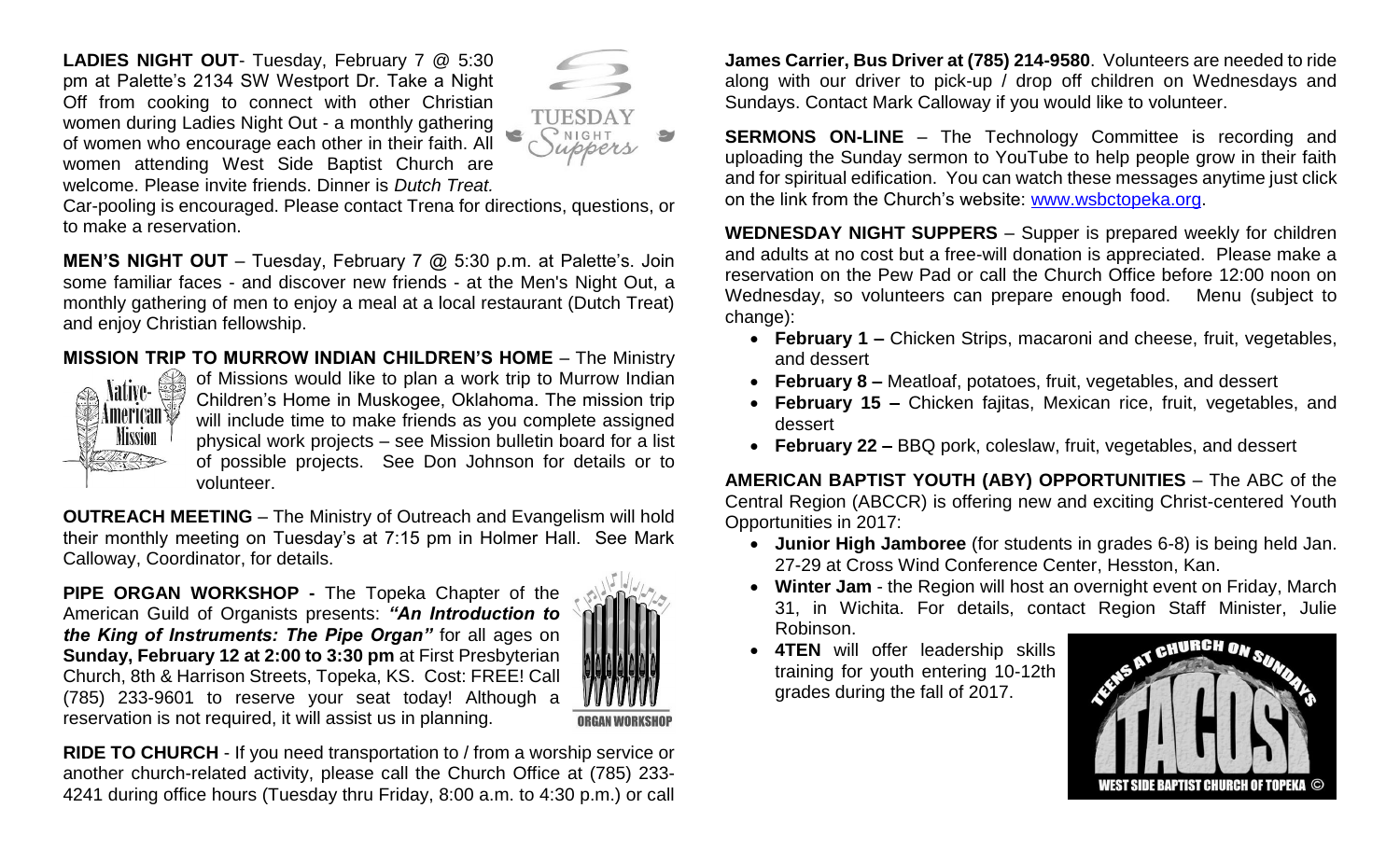**LADIES NIGHT OUT**- Tuesday, February 7 @ 5:30 pm at Palette's 2134 SW Westport Dr. Take a Night Off from cooking to connect with other Christian women during Ladies Night Out - a monthly gathering of women who encourage each other in their faith. All women attending West Side Baptist Church are welcome. Please invite friends. Dinner is *Dutch Treat.* Car-pooling is encouraged. Please contact Trena for directions, questions, or to make a reservation.

**MEN'S NIGHT OUT** – Tuesday, February 7 @ 5:30 p.m. at Palette's. Join some familiar faces - and discover new friends - at the Men's Night Out, a monthly gathering of men to enjoy a meal at a local restaurant (Dutch Treat) and enjoy Christian fellowship.

**MISSION TRIP TO MURROW INDIAN CHILDREN'S HOME** – The Ministry of Missions would like to plan a work trip to Murrow Indian Children's Home in Muskogee, Oklahoma. The mission trip will include time to make friends as you complete assigned physical work projects – see Mission bulletin board for a list of possible projects. See Don Johnson for details or to volunteer.

**OUTREACH MEETING** – The Ministry of Outreach and Evangelism will hold their monthly meeting on Tuesday's at 7:15 pm in Holmer Hall. See Mark Calloway, Coordinator, for details.

**PIPE ORGAN WORKSHOP -** The Topeka Chapter of the American Guild of Organists presents: ***"An Introduction to the King of Instruments: The Pipe Organ"*** for all ages on **Sunday, February 12 at 2:00 to 3:30 pm** at First Presbyterian Church, 8th & Harrison Streets, Topeka, KS. Cost: FREE! Call (785) 233-9601 to reserve your seat today! Although a reservation is not required, it will assist us in planning.

**RIDE TO CHURCH** - If you need transportation to / from a worship service or another church-related activity, please call the Church Office at (785) 233-4241 during office hours (Tuesday thru Friday, 8:00 a.m. to 4:30 p.m.) or call **James Carrier, Bus Driver at (785) 214-9580**. Volunteers are needed to ride along with our driver to pick-up / drop off children on Wednesdays and Sundays. Contact Mark Calloway if you would like to volunteer.

**SERMONS ON-LINE** – The Technology Committee is recording and uploading the Sunday sermon to YouTube to help people grow in their faith and for spiritual edification. You can watch these messages anytime just click on the link from the Church's website: www.wsbctopeka.org.

**WEDNESDAY NIGHT SUPPERS** – Supper is prepared weekly for children and adults at no cost but a free-will donation is appreciated. Please make a reservation on the Pew Pad or call the Church Office before 12:00 noon on Wednesday, so volunteers can prepare enough food. Menu (subject to change):

- **February 1 –** Chicken Strips, macaroni and cheese, fruit, vegetables, and dessert
- **February 8 –** Meatloaf, potatoes, fruit, vegetables, and dessert
- **February 15 –** Chicken fajitas, Mexican rice, fruit, vegetables, and dessert
- **February 22 –** BBQ pork, coleslaw, fruit, vegetables, and dessert

**AMERICAN BAPTIST YOUTH (ABY) OPPORTUNITIES** – The ABC of the Central Region (ABCCR) is offering new and exciting Christ-centered Youth Opportunities in 2017:

- **Junior High Jamboree** (for students in grades 6-8) is being held Jan. 27-29 at Cross Wind Conference Center, Hesston, Kan.
- **Winter Jam** - the Region will host an overnight event on Friday, March 31, in Wichita. For details, contact Region Staff Minister, Julie Robinson.
- **4TEN** will offer leadership skills training for youth entering 10-12th grades during the fall of 2017.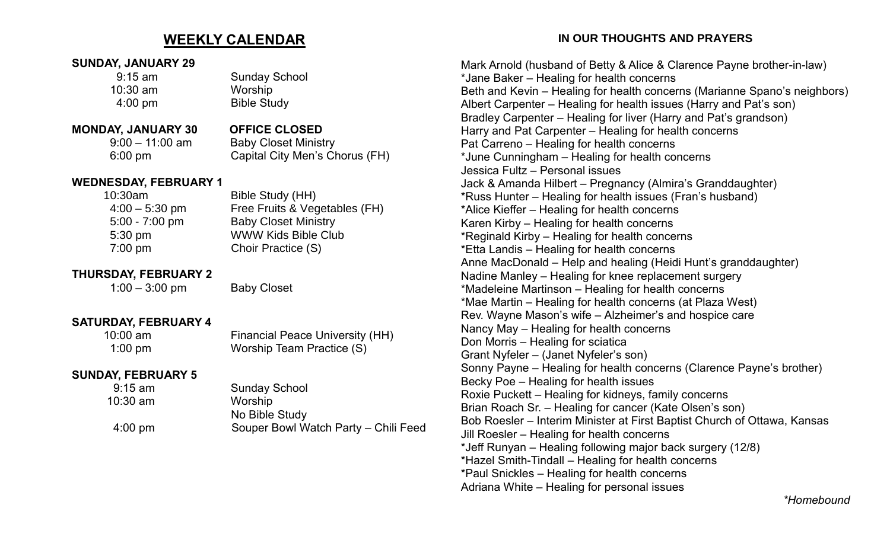## WEEKLY CALENDAR

**SUNDAY, JANUARY 29**

| | |
|---|---|
| 9:15 am | Sunday School |
| 10:30 am | Worship |
| 4:00 pm | Bible Study |

**MONDAY, JANUARY 30** **OFFICE CLOSED**

| | |
|---|---|
| 9:00 – 11:00 am | Baby Closet Ministry |
| 6:00 pm | Capital City Men's Chorus (FH) |

**WEDNESDAY, FEBRUARY 1**

| | |
|---|---|
| 10:30am | Bible Study (HH) |
| 4:00 – 5:30 pm | Free Fruits & Vegetables (FH) |
| 5:00 - 7:00 pm | Baby Closet Ministry |
| 5:30 pm | WWW Kids Bible Club |
| 7:00 pm | Choir Practice (S) |

**THURSDAY, FEBRUARY 2**

| | |
|---|---|
| 1:00 – 3:00 pm | Baby Closet |

**SATURDAY, FEBRUARY 4**

| | |
|---|---|
| 10:00 am | Financial Peace University (HH) |
| 1:00 pm | Worship Team Practice (S) |

**SUNDAY, FEBRUARY 5**

| | |
|---|---|
| 9:15 am | Sunday School |
| 10:30 am | Worship |
| | No Bible Study |
| 4:00 pm | Souper Bowl Watch Party – Chili Feed |

### IN OUR THOUGHTS AND PRAYERS

Mark Arnold (husband of Betty & Alice & Clarence Payne brother-in-law)
*Jane Baker – Healing for health concerns
Beth and Kevin – Healing for health concerns (Marianne Spano's neighbors)
Albert Carpenter – Healing for health issues (Harry and Pat's son)
Bradley Carpenter – Healing for liver (Harry and Pat's grandson)
Harry and Pat Carpenter – Healing for health concerns
Pat Carreno – Healing for health concerns
*June Cunningham – Healing for health concerns
Jessica Fultz – Personal issues
Jack & Amanda Hilbert – Pregnancy (Almira's Granddaughter)
*Russ Hunter – Healing for health issues (Fran's husband)
*Alice Kieffer – Healing for health concerns
Karen Kirby – Healing for health concerns
*Reginald Kirby – Healing for health concerns
*Etta Landis – Healing for health concerns
Anne MacDonald – Help and healing (Heidi Hunt's granddaughter)
Nadine Manley – Healing for knee replacement surgery
*Madeleine Martinson – Healing for health concerns
*Mae Martin – Healing for health concerns (at Plaza West)
Rev. Wayne Mason's wife – Alzheimer's and hospice care
Nancy May – Healing for health concerns
Don Morris – Healing for sciatica
Grant Nyfeler – (Janet Nyfeler's son)
Sonny Payne – Healing for health concerns (Clarence Payne's brother)
Becky Poe – Healing for health issues
Roxie Puckett – Healing for kidneys, family concerns
Brian Roach Sr. – Healing for cancer (Kate Olsen's son)
Bob Roesler – Interim Minister at First Baptist Church of Ottawa, Kansas
Jill Roesler – Healing for health concerns
*Jeff Runyan – Healing following major back surgery (12/8)
*Hazel Smith-Tindall – Healing for health concerns
*Paul Snickles – Healing for health concerns
Adriana White – Healing for personal issues

*\*Homebound*